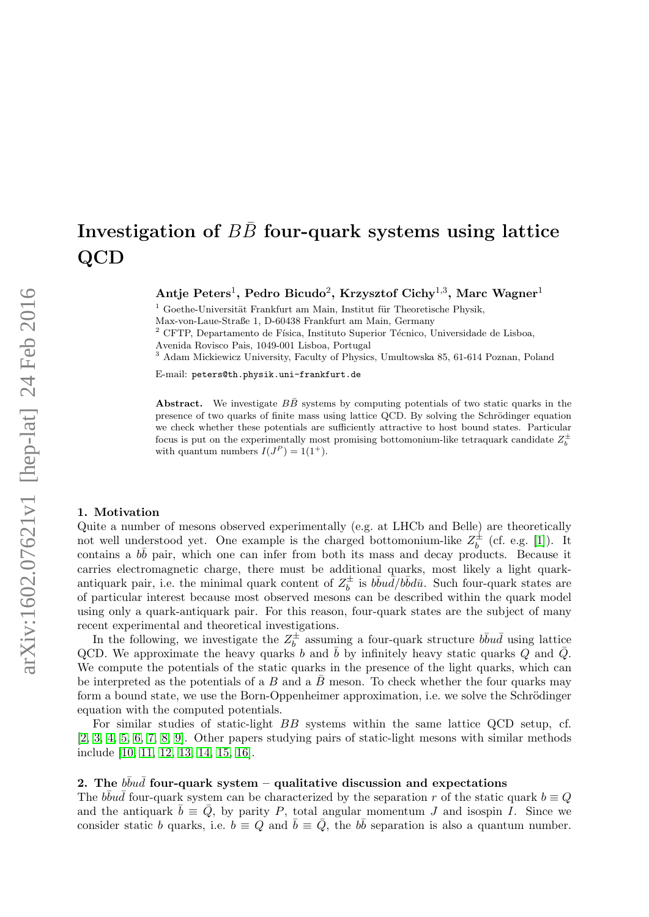# Investigation of $B\bar{B}$ four-quark systems using lattice QCD

**Antje Peters[1], Pedro Bicudo[2], Krzysztof Cichy[1,3], Marc Wagner[1]**

[1] Goethe-Universität Frankfurt am Main, Institut für Theoretische Physik, Max-von-Laue-Straße 1, D-60438 Frankfurt am Main, Germany

[2] CFTP, Departamento de Física, Instituto Superior Técnico, Universidade de Lisboa, Avenida Rovisco Pais, 1049-001 Lisboa, Portugal

[3] Adam Mickiewicz University, Faculty of Physics, Umultowska 85, 61-614 Poznan, Poland

E-mail: peters@th.physik.uni-frankfurt.de

**Abstract.** We investigate $B\bar{B}$ systems by computing potentials of two static quarks in the presence of two quarks of finite mass using lattice QCD. By solving the Schrödinger equation we check whether these potentials are sufficiently attractive to host bound states. Particular focus is put on the experimentally most promising bottomonium-like tetraquark candidate $Z_b^\pm$ with quantum numbers $I(J^P) = 1(1^+)$.

## 1. Motivation

Quite a number of mesons observed experimentally (e.g. at LHCb and Belle) are theoretically not well understood yet. One example is the charged bottomonium-like $Z_b^\pm$ (cf. e.g. [1]). It contains a $b\bar{b}$ pair, which one can infer from both its mass and decay products. Because it carries electromagnetic charge, there must be additional quarks, most likely a light quark-antiquark pair, i.e. the minimal quark content of $Z_b^\pm$ is $b\bar{b}u\bar{d}/b\bar{b}d\bar{u}$. Such four-quark states are of particular interest because most observed mesons can be described within the quark model using only a quark-antiquark pair. For this reason, four-quark states are the subject of many recent experimental and theoretical investigations.

In the following, we investigate the $Z_b^\pm$ assuming a four-quark structure $b\bar{b}u\bar{d}$ using lattice QCD. We approximate the heavy quarks $b$ and $\bar{b}$ by infinitely heavy static quarks $Q$ and $\bar{Q}$. We compute the potentials of the static quarks in the presence of the light quarks, which can be interpreted as the potentials of a $B$ and a $\bar{B}$ meson. To check whether the four quarks may form a bound state, we use the Born-Oppenheimer approximation, i.e. we solve the Schrödinger equation with the computed potentials.

For similar studies of static-light $BB$ systems within the same lattice QCD setup, cf. [2, 3, 4, 5, 6, 7, 8, 9]. Other papers studying pairs of static-light mesons with similar methods include [10, 11, 12, 13, 14, 15, 16].

## 2. The $b\bar{b}u\bar{d}$ four-quark system – qualitative discussion and expectations

The $b\bar{b}u\bar{d}$ four-quark system can be characterized by the separation $r$ of the static quark $b \equiv Q$ and the antiquark $\bar{b} \equiv \bar{Q}$, by parity $P$, total angular momentum $J$ and isospin $I$. Since we consider static $b$ quarks, i.e. $b \equiv Q$ and $\bar{b} \equiv \bar{Q}$, the $b\bar{b}$ separation is also a quantum number.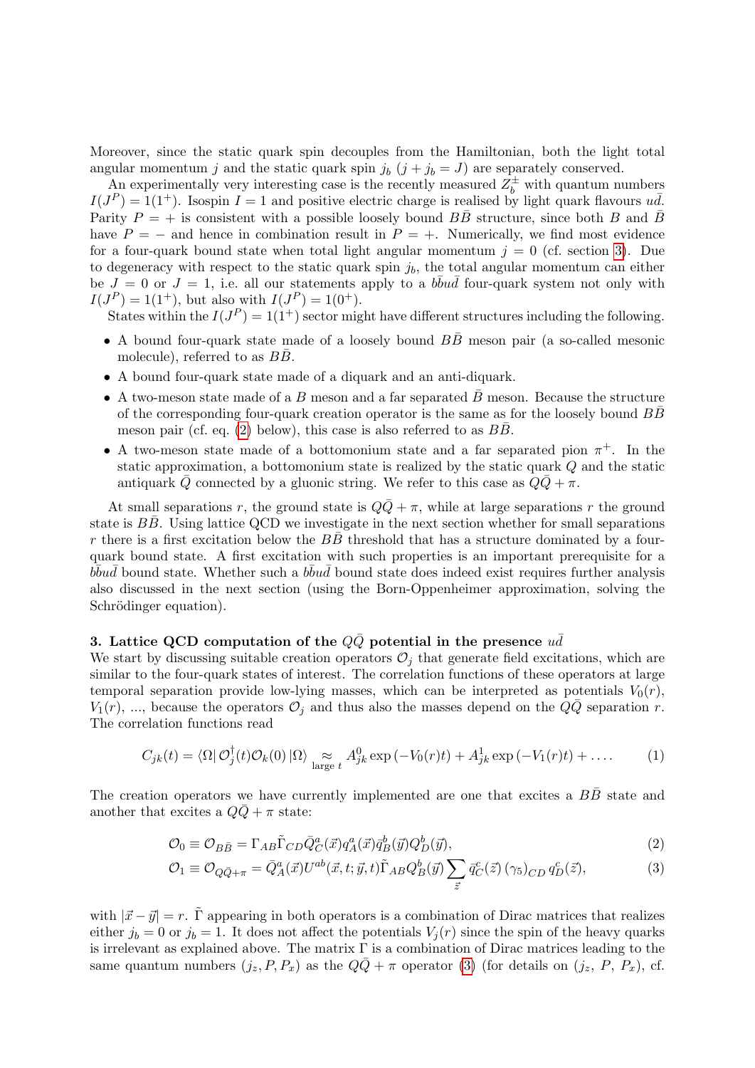Moreover, since the static quark spin decouples from the Hamiltonian, both the light total angular momentum $j$ and the static quark spin $j_b$ ($j + j_b = J$) are separately conserved.

An experimentally very interesting case is the recently measured $Z_b^\pm$ with quantum numbers $I(J^P) = 1(1^+)$. Isospin $I = 1$ and positive electric charge is realised by light quark flavours $u\bar{d}$. Parity $P = +$ is consistent with a possible loosely bound $B\bar{B}$ structure, since both $B$ and $\bar{B}$ have $P = -$ and hence in combination result in $P = +$. Numerically, we find most evidence for a four-quark bound state when total light angular momentum $j = 0$ (cf. section 3). Due to degeneracy with respect to the static quark spin $j_b$, the total angular momentum can either be $J = 0$ or $J = 1$, i.e. all our statements apply to a $\bar{b}bu\bar{d}$ four-quark system not only with $I(J^P) = 1(1^+)$, but also with $I(J^P) = 1(0^+)$.

States within the $I(J^P) = 1(1^+)$ sector might have different structures including the following.

- A bound four-quark state made of a loosely bound $B\bar{B}$ meson pair (a so-called mesonic molecule), referred to as $B\bar{B}$.
- A bound four-quark state made of a diquark and an anti-diquark.
- A two-meson state made of a $B$ meson and a far separated $\bar{B}$ meson. Because the structure of the corresponding four-quark creation operator is the same as for the loosely bound $B\bar{B}$ meson pair (cf. eq. (2) below), this case is also referred to as $B\bar{B}$.
- A two-meson state made of a bottomonium state and a far separated pion $\pi^+$. In the static approximation, a bottomonium state is realized by the static quark $Q$ and the static antiquark $\bar{Q}$ connected by a gluonic string. We refer to this case as $Q\bar{Q} + \pi$.

At small separations $r$, the ground state is $Q\bar{Q} + \pi$, while at large separations $r$ the ground state is $B\bar{B}$. Using lattice QCD we investigate in the next section whether for small separations $r$ there is a first excitation below the $B\bar{B}$ threshold that has a structure dominated by a four-quark bound state. A first excitation with such properties is an important prerequisite for a $\bar{b}bu\bar{d}$ bound state. Whether such a $\bar{b}bu\bar{d}$ bound state does indeed exist requires further analysis also discussed in the next section (using the Born-Oppenheimer approximation, solving the Schrödinger equation).

## 3. Lattice QCD computation of the $Q\bar{Q}$ potential in the presence $u\bar{d}$

We start by discussing suitable creation operators $\mathcal{O}_j$ that generate field excitations, which are similar to the four-quark states of interest. The correlation functions of these operators at large temporal separation provide low-lying masses, which can be interpreted as potentials $V_0(r)$, $V_1(r)$, ..., because the operators $\mathcal{O}_j$ and thus also the masses depend on the $Q\bar{Q}$ separation $r$. The correlation functions read

$$C_{jk}(t) = \langle\Omega|\, \mathcal{O}_j^\dagger(t)\mathcal{O}_k(0)\, |\Omega\rangle \underset{\text{large } t}{\approx} A_{jk}^0 \exp\left(-V_0(r)t\right) + A_{jk}^1 \exp\left(-V_1(r)t\right) + \ldots . \tag{1}$$

The creation operators we have currently implemented are one that excites a $B\bar{B}$ state and another that excites a $Q\bar{Q} + \pi$ state:

$$\mathcal{O}_0 \equiv \mathcal{O}_{B\bar{B}} = \Gamma_{AB}\tilde{\Gamma}_{CD}\bar{Q}_C^a(\vec{x})q_A^a(\vec{x})\bar{q}_B^b(\vec{y})Q_D^b(\vec{y}), \tag{2}$$

$$\mathcal{O}_1 \equiv \mathcal{O}_{Q\bar{Q}+\pi} = \bar{Q}_A^a(\vec{x})U^{ab}(\vec{x},t;\vec{y},t)\tilde{\Gamma}_{AB}Q_B^b(\vec{y})\sum_{\vec{z}}\bar{q}_C^c(\vec{z})\,(\gamma_5)_{CD}\,q_D^c(\vec{z}), \tag{3}$$

with $|\vec{x} - \vec{y}| = r$. $\tilde{\Gamma}$ appearing in both operators is a combination of Dirac matrices that realizes either $j_b = 0$ or $j_b = 1$. It does not affect the potentials $V_j(r)$ since the spin of the heavy quarks is irrelevant as explained above. The matrix $\Gamma$ is a combination of Dirac matrices leading to the same quantum numbers $(j_z, P, P_x)$ as the $Q\bar{Q} + \pi$ operator (3) (for details on $(j_z, P, P_x)$, cf.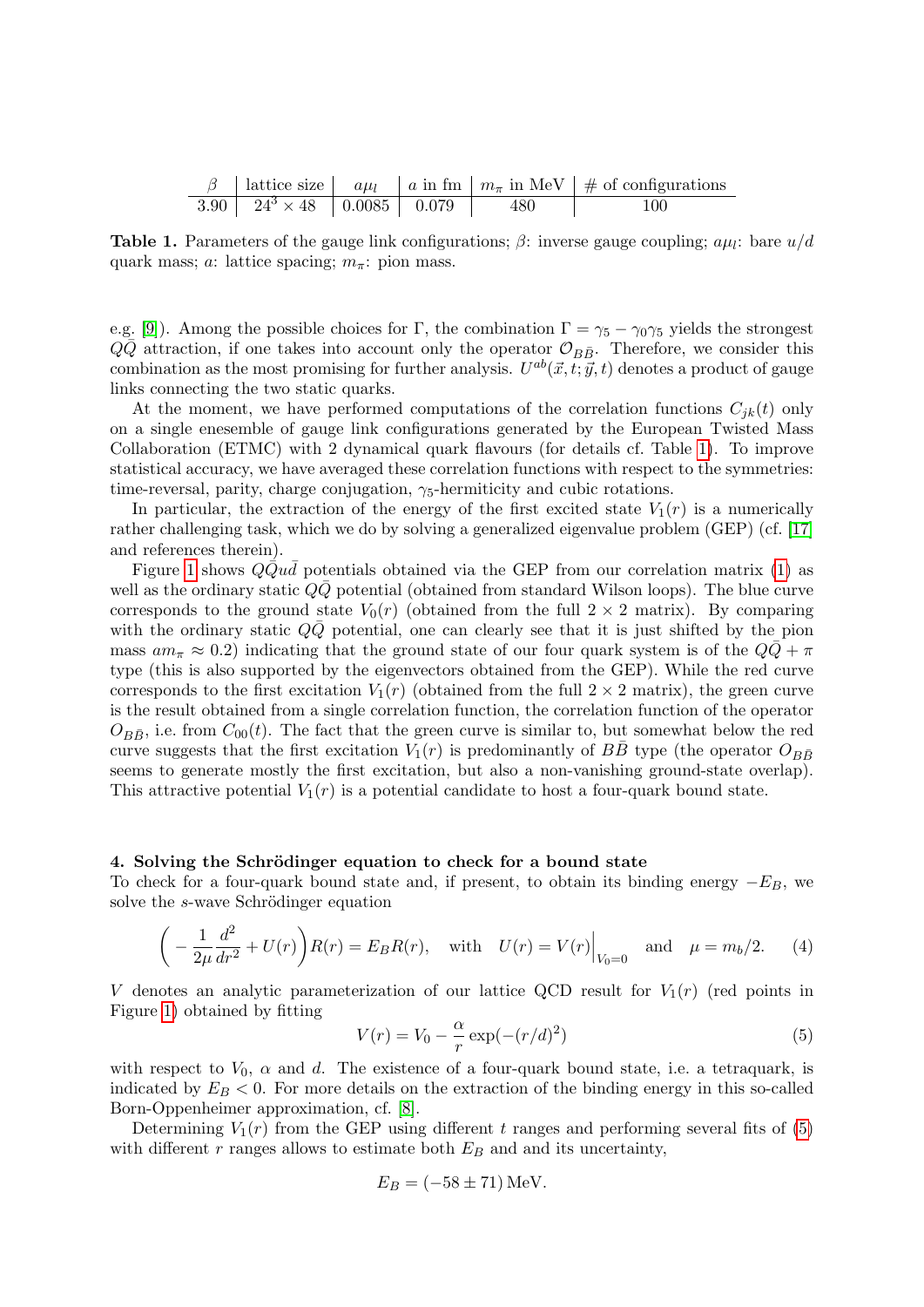| $\beta$ | lattice size | $a\mu_l$ | $a$ in fm | $m_\pi$ in MeV | # of configurations |
|---|---|---|---|---|---|
| 3.90 | $24^3 \times 48$ | 0.0085 | 0.079 | 480 | 100 |

**Table 1.** Parameters of the gauge link configurations; $\beta$: inverse gauge coupling; $a\mu_l$: bare $u/d$ quark mass; $a$: lattice spacing; $m_\pi$: pion mass.

e.g. [9]). Among the possible choices for $\Gamma$, the combination $\Gamma = \gamma_5 - \gamma_0\gamma_5$ yields the strongest $Q\bar{Q}$ attraction, if one takes into account only the operator $\mathcal{O}_{B\bar{B}}$. Therefore, we consider this combination as the most promising for further analysis. $U^{ab}(\vec{x}, t; \vec{y}, t)$ denotes a product of gauge links connecting the two static quarks.

At the moment, we have performed computations of the correlation functions $C_{jk}(t)$ only on a single enesemble of gauge link configurations generated by the European Twisted Mass Collaboration (ETMC) with 2 dynamical quark flavours (for details cf. Table 1). To improve statistical accuracy, we have averaged these correlation functions with respect to the symmetries: time-reversal, parity, charge conjugation, $\gamma_5$-hermiticity and cubic rotations.

In particular, the extraction of the energy of the first excited state $V_1(r)$ is a numerically rather challenging task, which we do by solving a generalized eigenvalue problem (GEP) (cf. [17] and references therein).

Figure 1 shows $Q\bar{Q}u\bar{d}$ potentials obtained via the GEP from our correlation matrix (1) as well as the ordinary static $Q\bar{Q}$ potential (obtained from standard Wilson loops). The blue curve corresponds to the ground state $V_0(r)$ (obtained from the full $2 \times 2$ matrix). By comparing with the ordinary static $Q\bar{Q}$ potential, one can clearly see that it is just shifted by the pion mass $am_\pi \approx 0.2$) indicating that the ground state of our four quark system is of the $Q\bar{Q} + \pi$ type (this is also supported by the eigenvectors obtained from the GEP). While the red curve corresponds to the first excitation $V_1(r)$ (obtained from the full $2 \times 2$ matrix), the green curve is the result obtained from a single correlation function, the correlation function of the operator $O_{B\bar{B}}$, i.e. from $C_{00}(t)$. The fact that the green curve is similar to, but somewhat below the red curve suggests that the first excitation $V_1(r)$ is predominantly of $B\bar{B}$ type (the operator $O_{B\bar{B}}$ seems to generate mostly the first excitation, but also a non-vanishing ground-state overlap). This attractive potential $V_1(r)$ is a potential candidate to host a four-quark bound state.

### 4. Solving the Schrödinger equation to check for a bound state

To check for a four-quark bound state and, if present, to obtain its binding energy $-E_B$, we solve the $s$-wave Schrödinger equation

$$\left( -\frac{1}{2\mu}\frac{d^2}{dr^2} + U(r) \right) R(r) = E_B R(r), \quad \text{with} \quad U(r) = V(r)\Big|_{V_0=0} \quad \text{and} \quad \mu = m_b/2. \tag{4}$$

$V$ denotes an analytic parameterization of our lattice QCD result for $V_1(r)$ (red points in Figure 1) obtained by fitting

$$V(r) = V_0 - \frac{\alpha}{r}\exp(-(r/d)^2) \tag{5}$$

with respect to $V_0$, $\alpha$ and $d$. The existence of a four-quark bound state, i.e. a tetraquark, is indicated by $E_B < 0$. For more details on the extraction of the binding energy in this so-called Born-Oppenheimer approximation, cf. [8].

Determining $V_1(r)$ from the GEP using different $t$ ranges and performing several fits of (5) with different $r$ ranges allows to estimate both $E_B$ and and its uncertainty,

$$E_B = (-58 \pm 71)\,\text{MeV}.$$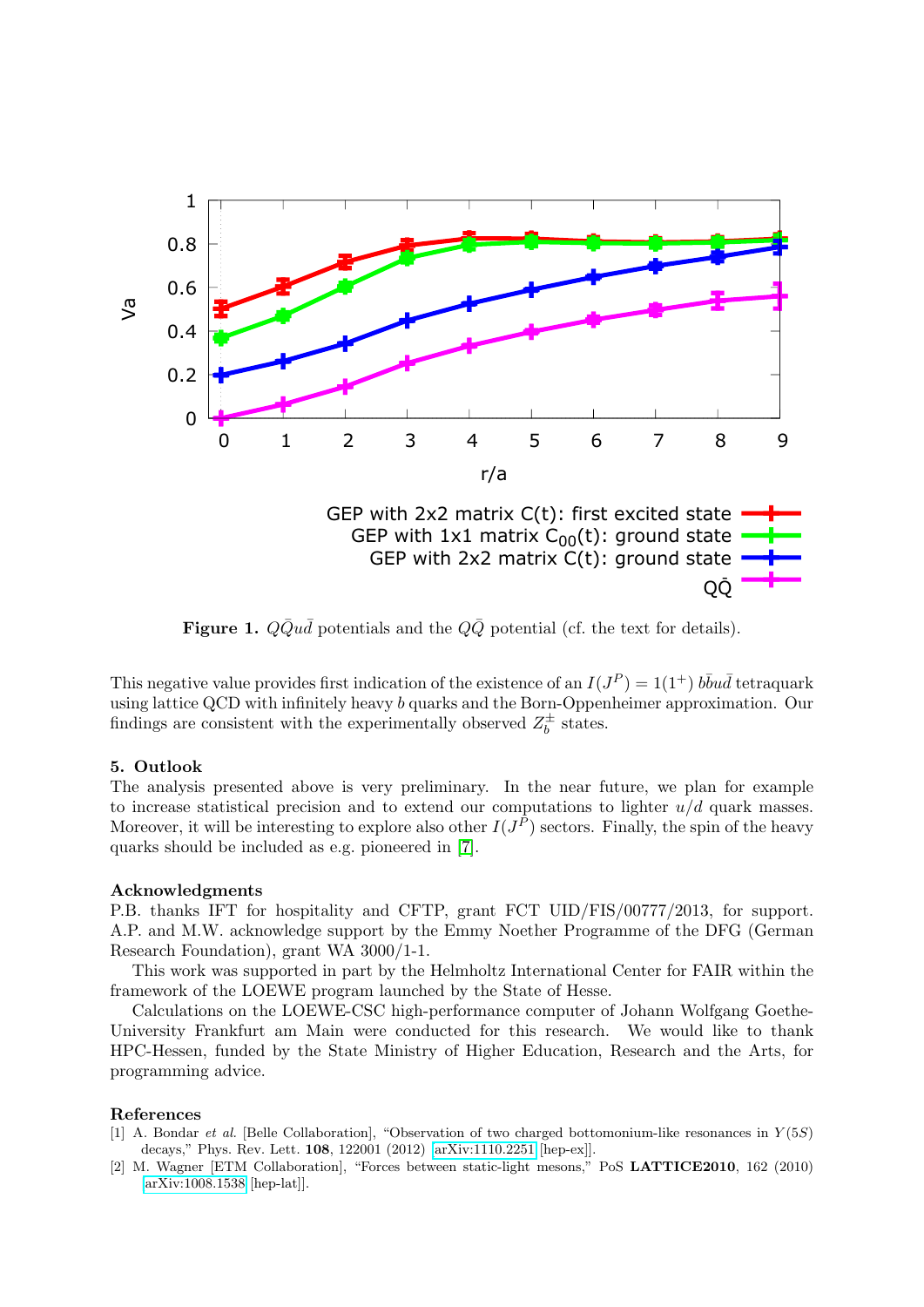**Figure 1.** $Q\bar{Q}u\bar{d}$ potentials and the $Q\bar{Q}$ potential (cf. the text for details).

This negative value provides first indication of the existence of an $I(J^P) = 1(1^+)$ $b\bar{b}u\bar{d}$ tetraquark using lattice QCD with infinitely heavy $b$ quarks and the Born-Oppenheimer approximation. Our findings are consistent with the experimentally observed $Z_b^{\pm}$ states.

## 5. Outlook

The analysis presented above is very preliminary. In the near future, we plan for example to increase statistical precision and to extend our computations to lighter $u/d$ quark masses. Moreover, it will be interesting to explore also other $I(J^P)$ sectors. Finally, the spin of the heavy quarks should be included as e.g. pioneered in [7].

## Acknowledgments

P.B. thanks IFT for hospitality and CFTP, grant FCT UID/FIS/00777/2013, for support. A.P. and M.W. acknowledge support by the Emmy Noether Programme of the DFG (German Research Foundation), grant WA 3000/1-1.

This work was supported in part by the Helmholtz International Center for FAIR within the framework of the LOEWE program launched by the State of Hesse.

Calculations on the LOEWE-CSC high-performance computer of Johann Wolfgang Goethe-University Frankfurt am Main were conducted for this research. We would like to thank HPC-Hessen, funded by the State Ministry of Higher Education, Research and the Arts, for programming advice.

## References

[1] A. Bondar *et al.* [Belle Collaboration], "Observation of two charged bottomonium-like resonances in $Y(5S)$ decays," Phys. Rev. Lett. **108**, 122001 (2012) arXiv:1110.2251 [hep-ex]].

[2] M. Wagner [ETM Collaboration], "Forces between static-light mesons," PoS **LATTICE2010**, 162 (2010) arXiv:1008.1538 [hep-lat]].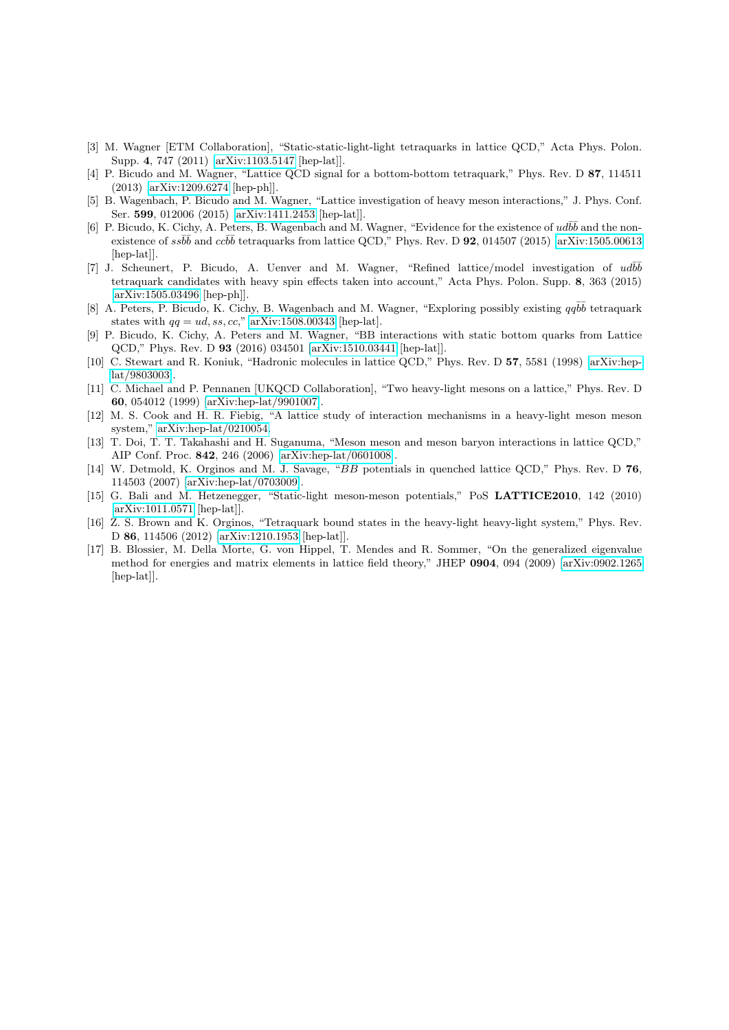[3] M. Wagner [ETM Collaboration], "Static-static-light-light tetraquarks in lattice QCD," Acta Phys. Polon. Supp. **4**, 747 (2011) [arXiv:1103.5147 [hep-lat]].

[4] P. Bicudo and M. Wagner, "Lattice QCD signal for a bottom-bottom tetraquark," Phys. Rev. D **87**, 114511 (2013) [arXiv:1209.6274 [hep-ph]].

[5] B. Wagenbach, P. Bicudo and M. Wagner, "Lattice investigation of heavy meson interactions," J. Phys. Conf. Ser. **599**, 012006 (2015) [arXiv:1411.2453 [hep-lat]].

[6] P. Bicudo, K. Cichy, A. Peters, B. Wagenbach and M. Wagner, "Evidence for the existence of $ud\bar{b}\bar{b}$ and the non-existence of $ss\bar{b}\bar{b}$ and $cc\bar{b}\bar{b}$ tetraquarks from lattice QCD," Phys. Rev. D **92**, 014507 (2015) [arXiv:1505.00613 [hep-lat]].

[7] J. Scheunert, P. Bicudo, A. Uenver and M. Wagner, "Refined lattice/model investigation of $ud\bar{b}\bar{b}$ tetraquark candidates with heavy spin effects taken into account," Acta Phys. Polon. Supp. **8**, 363 (2015) [arXiv:1505.03496 [hep-ph]].

[8] A. Peters, P. Bicudo, K. Cichy, B. Wagenbach and M. Wagner, "Exploring possibly existing $qq\bar{b}\bar{b}$ tetraquark states with $qq = ud, ss, cc$," arXiv:1508.00343 [hep-lat].

[9] P. Bicudo, K. Cichy, A. Peters and M. Wagner, "BB interactions with static bottom quarks from Lattice QCD," Phys. Rev. D **93** (2016) 034501 [arXiv:1510.03441 [hep-lat]].

[10] C. Stewart and R. Koniuk, "Hadronic molecules in lattice QCD," Phys. Rev. D **57**, 5581 (1998) [arXiv:hep-lat/9803003].

[11] C. Michael and P. Pennanen [UKQCD Collaboration], "Two heavy-light mesons on a lattice," Phys. Rev. D **60**, 054012 (1999) [arXiv:hep-lat/9901007].

[12] M. S. Cook and H. R. Fiebig, "A lattice study of interaction mechanisms in a heavy-light meson meson system," arXiv:hep-lat/0210054.

[13] T. Doi, T. T. Takahashi and H. Suganuma, "Meson meson and meson baryon interactions in lattice QCD," AIP Conf. Proc. **842**, 246 (2006) [arXiv:hep-lat/0601008].

[14] W. Detmold, K. Orginos and M. J. Savage, "$BB$ potentials in quenched lattice QCD," Phys. Rev. D **76**, 114503 (2007) [arXiv:hep-lat/0703009].

[15] G. Bali and M. Hetzenegger, "Static-light meson-meson potentials," PoS **LATTICE2010**, 142 (2010) [arXiv:1011.0571 [hep-lat]].

[16] Z. S. Brown and K. Orginos, "Tetraquark bound states in the heavy-light heavy-light system," Phys. Rev. D **86**, 114506 (2012) [arXiv:1210.1953 [hep-lat]].

[17] B. Blossier, M. Della Morte, G. von Hippel, T. Mendes and R. Sommer, "On the generalized eigenvalue method for energies and matrix elements in lattice field theory," JHEP **0904**, 094 (2009) [arXiv:0902.1265 [hep-lat]].